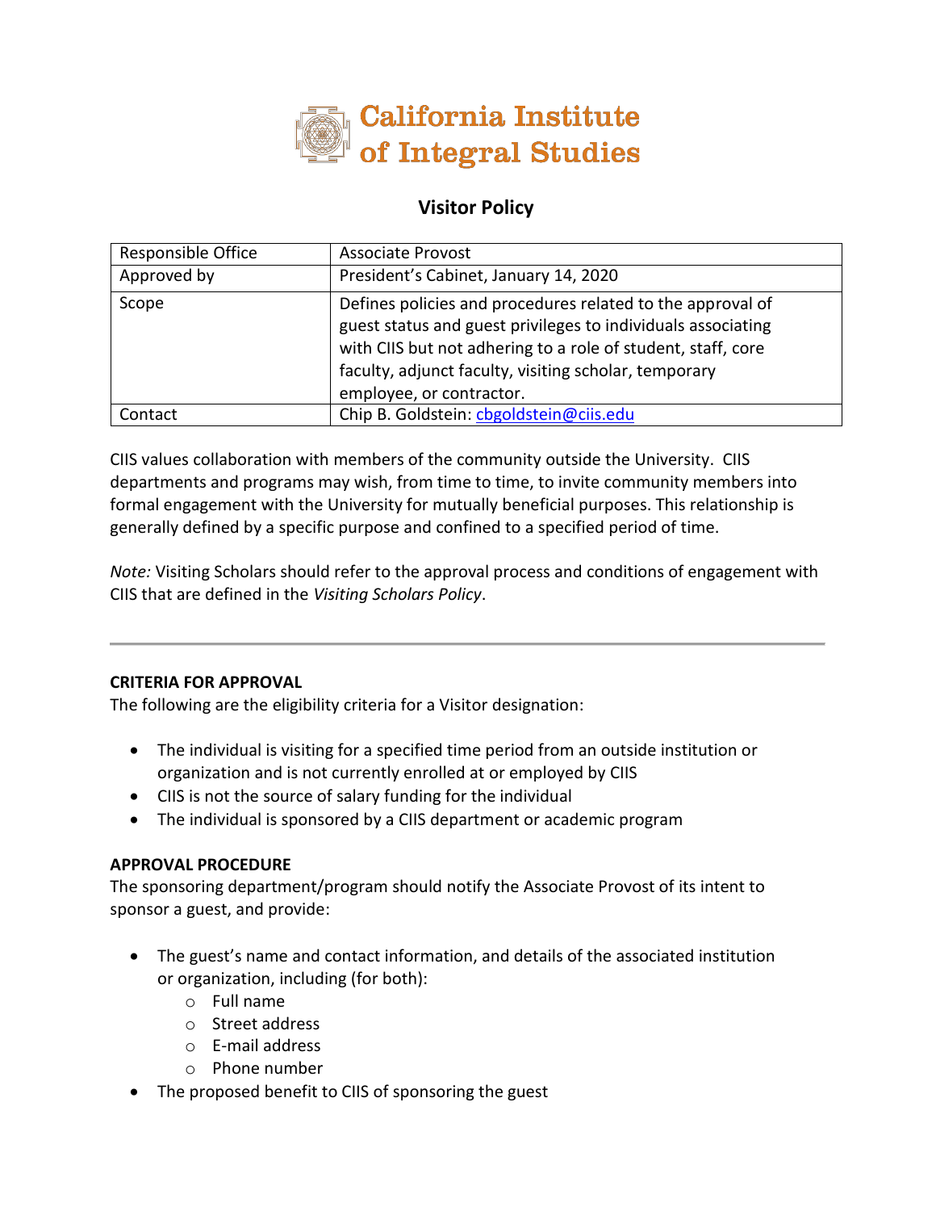# California Institute of Integral Studies

## Visitor Policy

| Responsible Office | Associate Provost |
| --- | --- |
| Approved by | President's Cabinet, January 14, 2020 |
| Scope | Defines policies and procedures related to the approval of guest status and guest privileges to individuals associating with CIIS but not adhering to a role of student, staff, core faculty, adjunct faculty, visiting scholar, temporary employee, or contractor. |
| Contact | Chip B. Goldstein: cbgoldstein@ciis.edu |

CIIS values collaboration with members of the community outside the University. CIIS departments and programs may wish, from time to time, to invite community members into formal engagement with the University for mutually beneficial purposes. This relationship is generally defined by a specific purpose and confined to a specified period of time.

*Note:* Visiting Scholars should refer to the approval process and conditions of engagement with CIIS that are defined in the *Visiting Scholars Policy*.

---

**CRITERIA FOR APPROVAL**

The following are the eligibility criteria for a Visitor designation:

- The individual is visiting for a specified time period from an outside institution or organization and is not currently enrolled at or employed by CIIS
- CIIS is not the source of salary funding for the individual
- The individual is sponsored by a CIIS department or academic program

**APPROVAL PROCEDURE**

The sponsoring department/program should notify the Associate Provost of its intent to sponsor a guest, and provide:

- The guest's name and contact information, and details of the associated institution or organization, including (for both):
    - Full name
    - Street address
    - E-mail address
    - Phone number
- The proposed benefit to CIIS of sponsoring the guest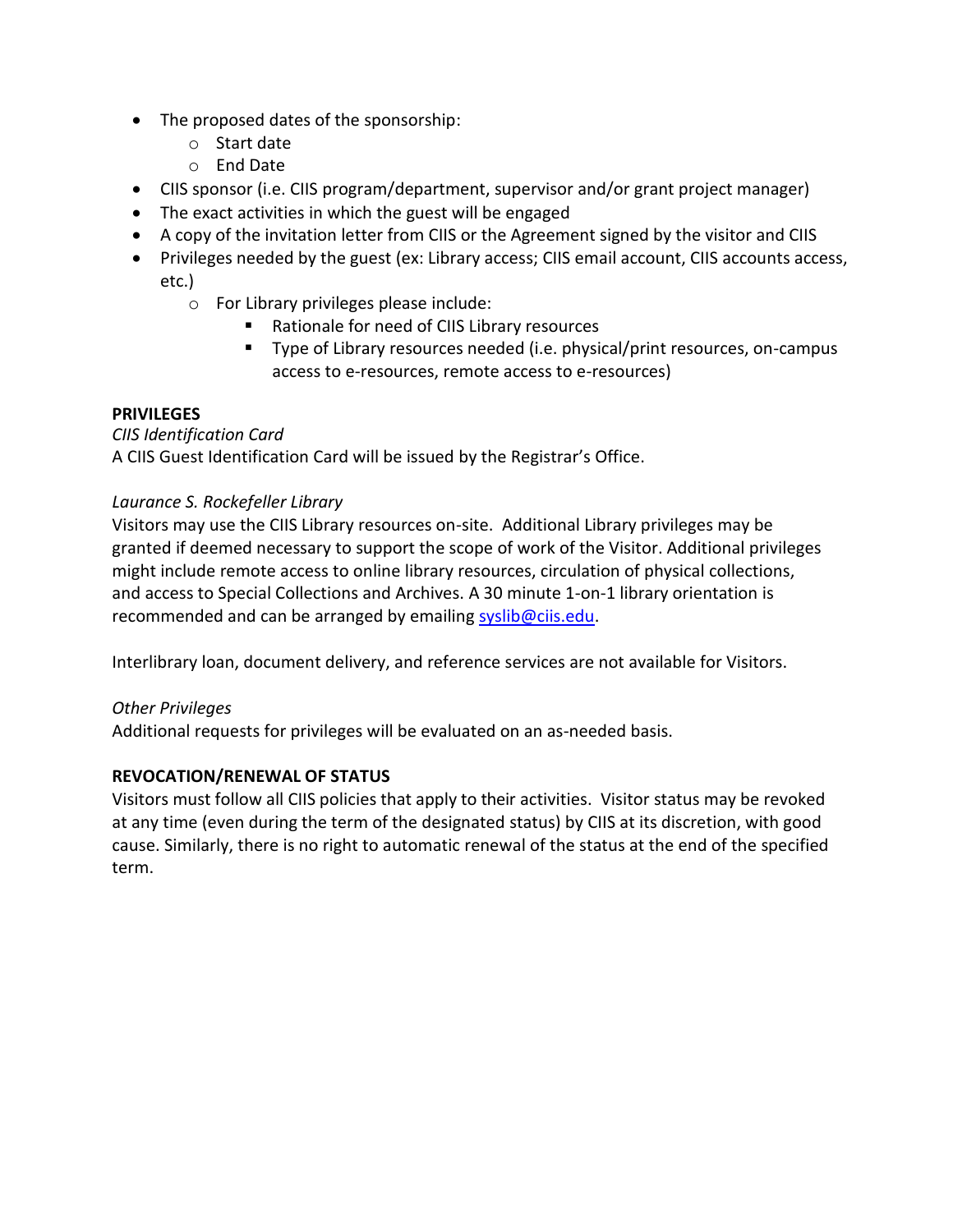- The proposed dates of the sponsorship:
  - Start date
  - End Date
- CIIS sponsor (i.e. CIIS program/department, supervisor and/or grant project manager)
- The exact activities in which the guest will be engaged
- A copy of the invitation letter from CIIS or the Agreement signed by the visitor and CIIS
- Privileges needed by the guest (ex: Library access; CIIS email account, CIIS accounts access, etc.)
  - For Library privileges please include:
    - Rationale for need of CIIS Library resources
    - Type of Library resources needed (i.e. physical/print resources, on-campus access to e-resources, remote access to e-resources)

**PRIVILEGES**

*CIIS Identification Card*

A CIIS Guest Identification Card will be issued by the Registrar's Office.

*Laurance S. Rockefeller Library*

Visitors may use the CIIS Library resources on-site. Additional Library privileges may be granted if deemed necessary to support the scope of work of the Visitor. Additional privileges might include remote access to online library resources, circulation of physical collections, and access to Special Collections and Archives. A 30 minute 1-on-1 library orientation is recommended and can be arranged by emailing syslib@ciis.edu.

Interlibrary loan, document delivery, and reference services are not available for Visitors.

*Other Privileges*

Additional requests for privileges will be evaluated on an as-needed basis.

**REVOCATION/RENEWAL OF STATUS**

Visitors must follow all CIIS policies that apply to their activities. Visitor status may be revoked at any time (even during the term of the designated status) by CIIS at its discretion, with good cause. Similarly, there is no right to automatic renewal of the status at the end of the specified term.